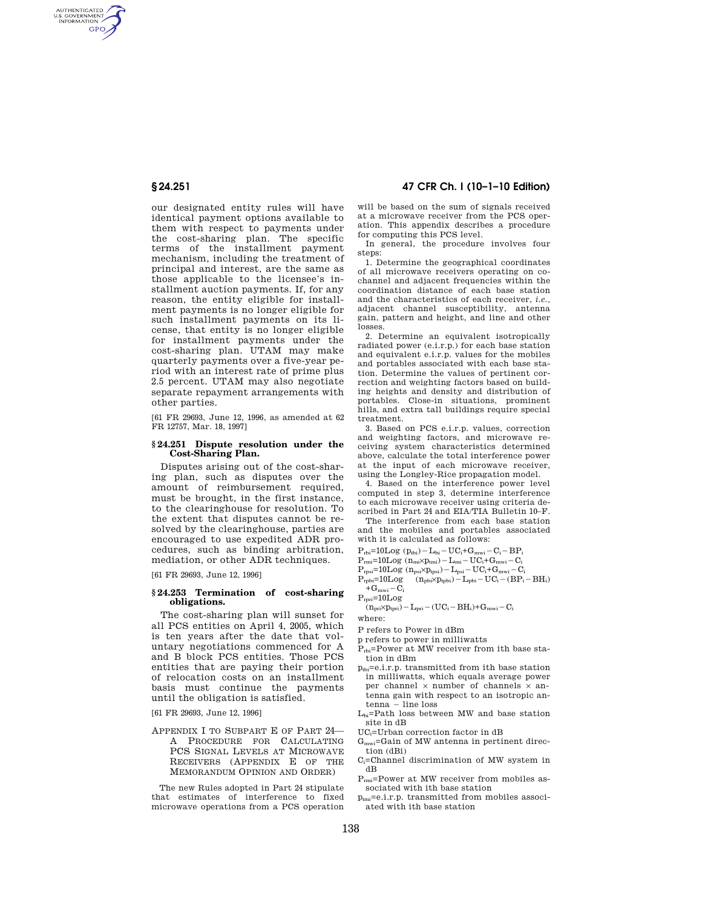our designated entity rules will have identical payment options available to them with respect to payments under the cost-sharing plan. The specific terms of the installment payment mechanism, including the treatment of principal and interest, are the same as those applicable to the licensee's installment auction payments. If, for any reason, the entity eligible for installment payments is no longer eligible for such installment payments on its license, that entity is no longer eligible for installment payments under the cost-sharing plan. UTAM may make quarterly payments over a five-year period with an interest rate of prime plus 2.5 percent. UTAM may also negotiate separate repayment arrangements with other parties.

[61 FR 29693, June 12, 1996, as amended at 62 FR 12757, Mar. 18, 1997]

### § 24.251 Dispute resolution under the Cost-Sharing Plan.

Disputes arising out of the cost-sharing plan, such as disputes over the amount of reimbursement required, must be brought, in the first instance, to the clearinghouse for resolution. To the extent that disputes cannot be resolved by the clearinghouse, parties are encouraged to use expedited ADR procedures, such as binding arbitration, mediation, or other ADR techniques.

[61 FR 29693, June 12, 1996]

### § 24.253 Termination of cost-sharing obligations.

The cost-sharing plan will sunset for all PCS entities on April 4, 2005, which is ten years after the date that voluntary negotiations commenced for A and B block PCS entities. Those PCS entities that are paying their portion of relocation costs on an installment basis must continue the payments until the obligation is satisfied.

[61 FR 29693, June 12, 1996]

## Appendix I to Subpart E of Part 24—A Procedure for Calculating PCS Signal Levels at Microwave Receivers (Appendix E of the Memorandum Opinion and Order)

The new Rules adopted in Part 24 stipulate that estimates of interference to fixed microwave operations from a PCS operation will be based on the sum of signals received at a microwave receiver from the PCS operation. This appendix describes a procedure for computing this PCS level.

In general, the procedure involves four steps:

1. Determine the geographical coordinates of all microwave receivers operating on cochannel and adjacent frequencies within the coordination distance of each base station and the characteristics of each receiver, *i.e.*, adjacent channel susceptibility, antenna gain, pattern and height, and line and other losses.

2. Determine an equivalent isotropically radiated power (e.i.r.p.) for each base station and equivalent e.i.r.p. values for the mobiles and portables associated with each base station. Determine the values of pertinent correction and weighting factors based on building heights and density and distribution of portables. Close-in situations, prominent hills, and extra tall buildings require special treatment.

3. Based on PCS e.i.r.p. values, correction and weighting factors, and microwave receiving system characteristics determined above, calculate the total interference power at the input of each microwave receiver, using the Longley-Rice propagation model.

4. Based on the interference power level computed in step 3, determine interference to each microwave receiver using criteria described in Part 24 and EIA/TIA Bulletin 10–F.

The interference from each base station and the mobiles and portables associated with it is calculated as follows:

$P_{rbi}=10\text{Log}\ (p_{tbi})-L_{bi}-UC_i+G_{mwi}-C_i-BP_i$

$P_{rmi}=10\text{Log}\ (n_{mi}\times p_{tmi})-L_{mi}-UC_i+G_{mwi}-C_i$

$P_{rpsi}=10\text{Log}\ (n_{psi}\times p_{tpsi})-L_{psi}-UC_i+G_{mwi}-C_i$

$P_{rpbi}=10\text{Log}\ (n_{pbi}\times p_{tpbi})-L_{pbi}-UC_i-(BP_i-BH_i)+G_{mwi}-C_i$

$P_{rpri}=10\text{Log}\ (n_{pri}\times p_{tpri})-L_{pri}-(UC_i-BH_i)+G_{mwi}-C_i$

where:

P refers to Power in dBm

p refers to power in milliwatts

$P_{rbi}$=Power at MW receiver from ith base station in dBm

$p_{tbi}$=e.i.r.p. transmitted from ith base station in milliwatts, which equals average power per channel × number of channels × antenna gain with respect to an isotropic antenna − line loss

$L_{bi}$=Path loss between MW and base station site in dB

$UC_i$=Urban correction factor in dB

$G_{mwi}$=Gain of MW antenna in pertinent direction (dBi)

$C_i$=Channel discrimination of MW system in dB

$P_{rmi}$=Power at MW receiver from mobiles associated with ith base station

$p_{tmi}$=e.i.r.p. transmitted from mobiles associated with ith base station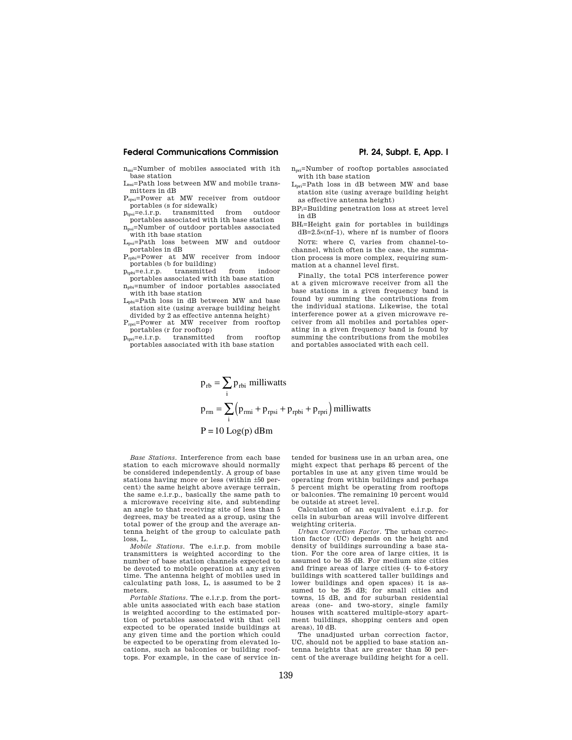$n_{mi}$=Number of mobiles associated with ith base station

$L_{mi}$=Path loss between MW and mobile transmitters in dB

$P_{rpsi}$=Power at MW receiver from outdoor portables (s for sidewalk)

$p_{tpsi}$=e.i.r.p. transmitted from outdoor portables associated with ith base station

$n_{psi}$=Number of outdoor portables associated with ith base station

$L_{psi}$=Path loss between MW and outdoor portables in dB

$P_{rpbi}$=Power at MW receiver from indoor portables (b for building)

$p_{tpbi}$=e.i.r.p. transmitted from indoor portables associated with ith base station

$n_{pbi}$=number of indoor portables associated with ith base station

$L_{pbi}$=Path loss in dB between MW and base station site (using average building height divided by 2 as effective antenna height)

$P_{rpri}$=Power at MW receiver from rooftop portables (r for rooftop)

$p_{tpri}$=e.i.r.p. transmitted from rooftop portables associated with ith base station

$n_{pri}$=Number of rooftop portables associated with ith base station

$L_{pri}$=Path loss in dB between MW and base station site (using average building height as effective antenna height)

$BP_i$=Building penetration loss at street level in dB

$BH_i$=Height gain for portables in buildings dB=2.5×(nf–1), where nf is number of floors

NOTE: where $C_i$ varies from channel-to-channel, which often is the case, the summation process is more complex, requiring summation at a channel level first.

Finally, the total PCS interference power at a given microwave receiver from all the base stations in a given frequency band is found by summing the contributions from the individual stations. Likewise, the total interference power at a given microwave receiver from all mobiles and portables operating in a given frequency band is found by summing the contributions from the mobiles and portables associated with each cell.

$$p_{rb} = \sum_i p_{rbi} \text{ milliwatts}$$

$$p_{rm} = \sum_i \left(p_{rmi} + p_{rpsi} + p_{rpbi} + p_{rpri}\right) \text{milliwatts}$$

$$P = 10 \text{ Log}(p) \text{ dBm}$$

*Base Stations.* Interference from each base station to each microwave should normally be considered independently. A group of base stations having more or less (within ±50 percent) the same height above average terrain, the same e.i.r.p., basically the same path to a microwave receiving site, and subtending an angle to that receiving site of less than 5 degrees, may be treated as a group, using the total power of the group and the average antenna height of the group to calculate path loss, L.

*Mobile Stations.* The e.i.r.p. from mobile transmitters is weighted according to the number of base station channels expected to be devoted to mobile operation at any given time. The antenna height of mobiles used in calculating path loss, L, is assumed to be 2 meters.

*Portable Stations.* The e.i.r.p. from the portable units associated with each base station is weighted according to the estimated portion of portables associated with that cell expected to be operated inside buildings at any given time and the portion which could be expected to be operating from elevated locations, such as balconies or building rooftops. For example, in the case of service intended for business use in an urban area, one might expect that perhaps 85 percent of the portables in use at any given time would be operating from within buildings and perhaps 5 percent might be operating from rooftops or balconies. The remaining 10 percent would be outside at street level.

Calculation of an equivalent e.i.r.p. for cells in suburban areas will involve different weighting criteria.

*Urban Correction Factor.* The urban correction factor (UC) depends on the height and density of buildings surrounding a base station. For the core area of large cities, it is assumed to be 35 dB. For medium size cities and fringe areas of large cities (4- to 6-story buildings with scattered taller buildings and lower buildings and open spaces) it is assumed to be 25 dB; for small cities and towns, 15 dB, and for suburban residential areas (one- and two-story, single family houses with scattered multiple-story apartment buildings, shopping centers and open areas), 10 dB.

The unadjusted urban correction factor, UC, should not be applied to base station antenna heights that are greater than 50 percent of the average building height for a cell.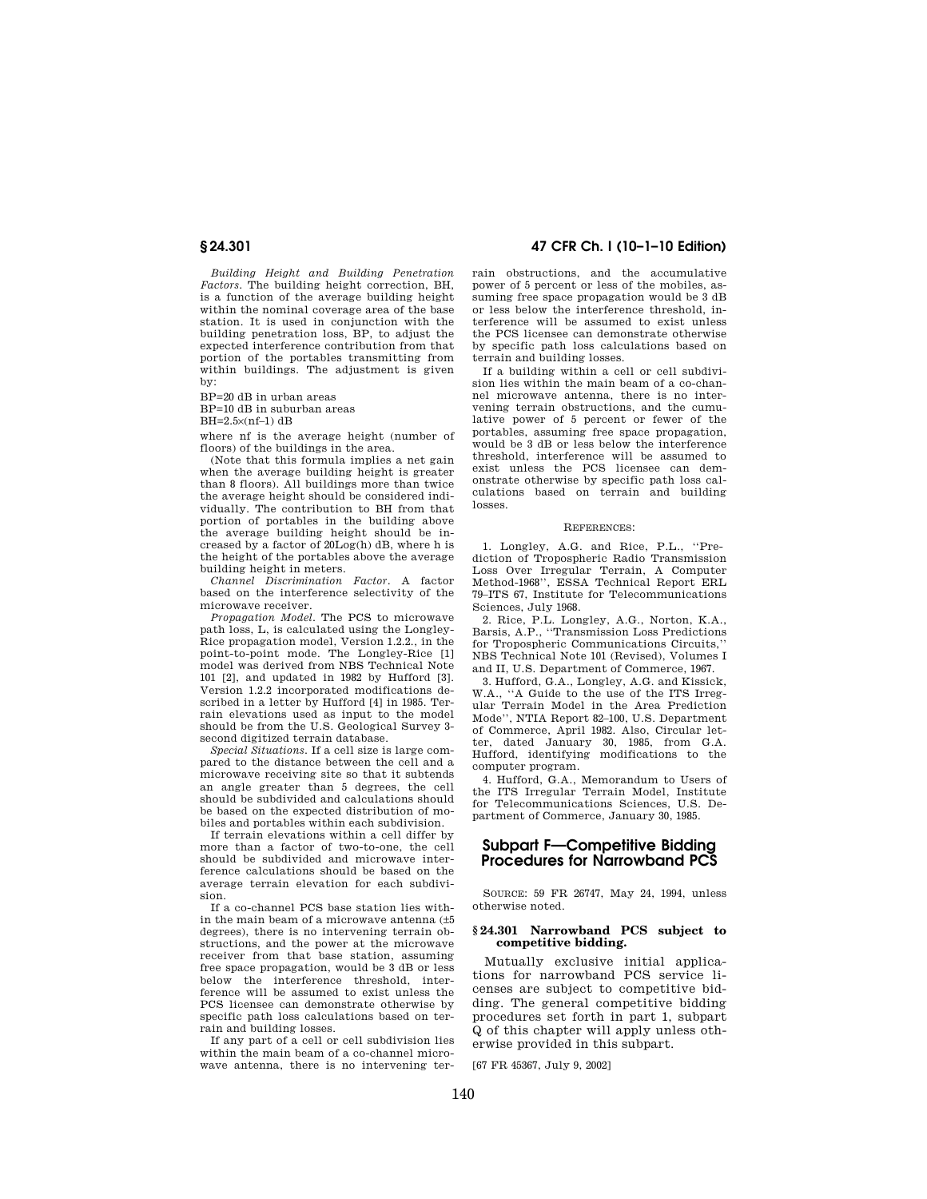*Building Height and Building Penetration Factors*. The building height correction, BH, is a function of the average building height within the nominal coverage area of the base station. It is used in conjunction with the building penetration loss, BP, to adjust the expected interference contribution from that portion of the portables transmitting from within buildings. The adjustment is given by:

BP=20 dB in urban areas

BP=10 dB in suburban areas

$BH=2.5\times(nf-1)$ dB

where nf is the average height (number of floors) of the buildings in the area.

(Note that this formula implies a net gain when the average building height is greater than 8 floors). All buildings more than twice the average height should be considered individually. The contribution to BH from that portion of portables in the building above the average building height should be increased by a factor of $20\text{Log}(h)$ dB, where h is the height of the portables above the average building height in meters.

*Channel Discrimination Factor*. A factor based on the interference selectivity of the microwave receiver.

*Propagation Model*. The PCS to microwave path loss, L, is calculated using the Longley-Rice propagation model, Version 1.2.2., in the point-to-point mode. The Longley-Rice [1] model was derived from NBS Technical Note 101 [2], and updated in 1982 by Hufford [3]. Version 1.2.2 incorporated modifications described in a letter by Hufford [4] in 1985. Terrain elevations used as input to the model should be from the U.S. Geological Survey 3-second digitized terrain database.

*Special Situations*. If a cell size is large compared to the distance between the cell and a microwave receiving site so that it subtends an angle greater than 5 degrees, the cell should be subdivided and calculations should be based on the expected distribution of mobiles and portables within each subdivision.

If terrain elevations within a cell differ by more than a factor of two-to-one, the cell should be subdivided and microwave interference calculations should be based on the average terrain elevation for each subdivision.

If a co-channel PCS base station lies within the main beam of a microwave antenna (±5 degrees), there is no intervening terrain obstructions, and the power at the microwave receiver from that base station, assuming free space propagation, would be 3 dB or less below the interference threshold, interference will be assumed to exist unless the PCS licensee can demonstrate otherwise by specific path loss calculations based on terrain and building losses.

If any part of a cell or cell subdivision lies within the main beam of a co-channel microwave antenna, there is no intervening terrain obstructions, and the accumulative power of 5 percent or less of the mobiles, assuming free space propagation would be 3 dB or less below the interference threshold, interference will be assumed to exist unless the PCS licensee can demonstrate otherwise by specific path loss calculations based on terrain and building losses.

If a building within a cell or cell subdivision lies within the main beam of a co-channel microwave antenna, there is no intervening terrain obstructions, and the cumulative power of 5 percent or fewer of the portables, assuming free space propagation, would be 3 dB or less below the interference threshold, interference will be assumed to exist unless the PCS licensee can demonstrate otherwise by specific path loss calculations based on terrain and building losses.

REFERENCES:

1. Longley, A.G. and Rice, P.L., "Prediction of Tropospheric Radio Transmission Loss Over Irregular Terrain, A Computer Method-1968", ESSA Technical Report ERL 79–ITS 67, Institute for Telecommunications Sciences, July 1968.

2. Rice, P.L. Longley, A.G., Norton, K.A., Barsis, A.P., "Transmission Loss Predictions for Tropospheric Communications Circuits," NBS Technical Note 101 (Revised), Volumes I and II, U.S. Department of Commerce, 1967.

3. Hufford, G.A., Longley, A.G. and Kissick, W.A., "A Guide to the use of the ITS Irregular Terrain Model in the Area Prediction Mode", NTIA Report 82–100, U.S. Department of Commerce, April 1982. Also, Circular letter, dated January 30, 1985, from G.A. Hufford, identifying modifications to the computer program.

4. Hufford, G.A., Memorandum to Users of the ITS Irregular Terrain Model, Institute for Telecommunications Sciences, U.S. Department of Commerce, January 30, 1985.

## Subpart F—Competitive Bidding Procedures for Narrowband PCS

SOURCE: 59 FR 26747, May 24, 1994, unless otherwise noted.

### § 24.301 Narrowband PCS subject to competitive bidding.

Mutually exclusive initial applications for narrowband PCS service licenses are subject to competitive bidding. The general competitive bidding procedures set forth in part 1, subpart Q of this chapter will apply unless otherwise provided in this subpart.

[67 FR 45367, July 9, 2002]